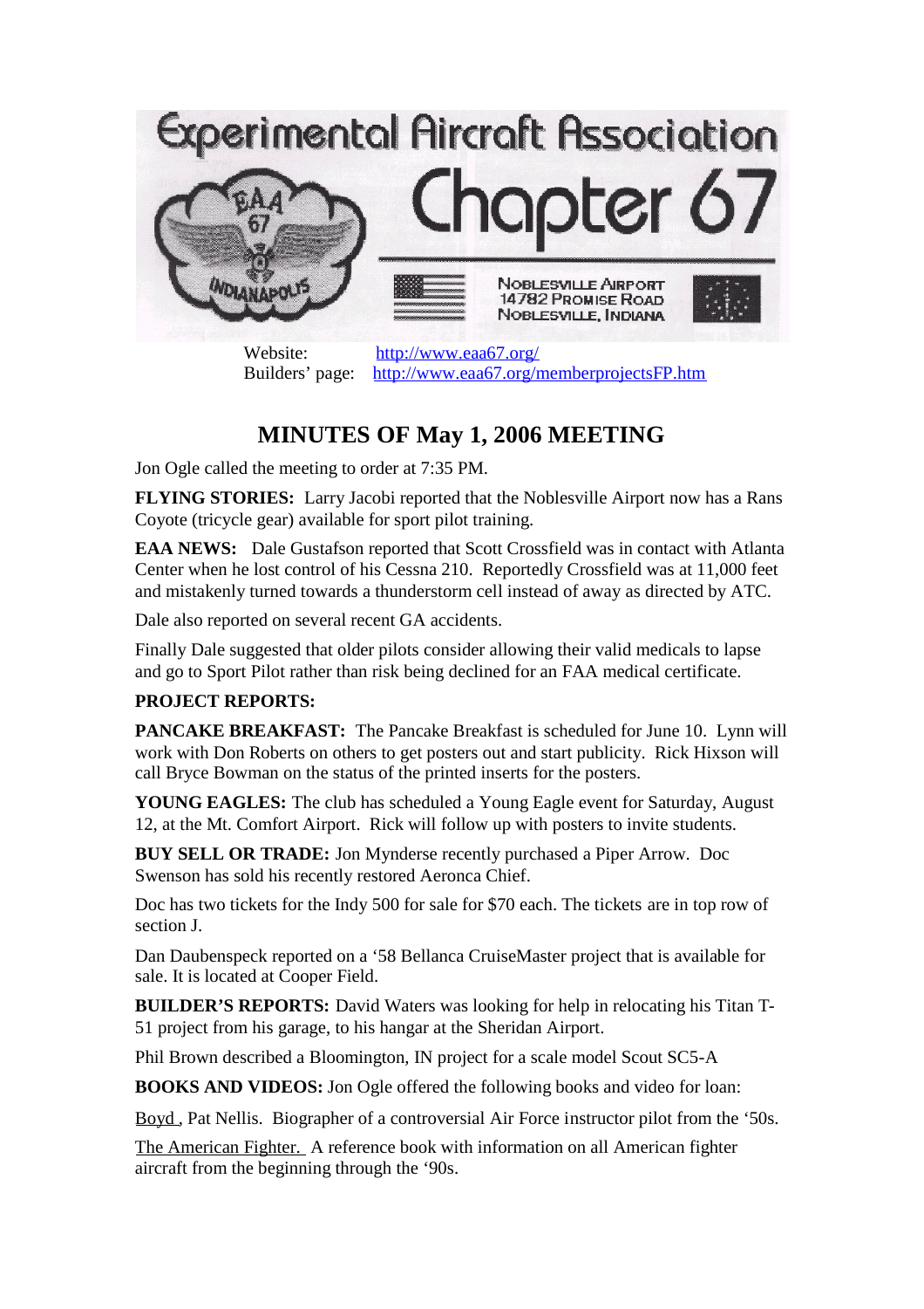# Experimental Aircraft Association Chapter 67

NOBLESVILLE AIRPORT
14782 PROMISE ROAD
NOBLESVILLE, INDIANA

Website: http://www.eaa67.org/
Builders' page: http://www.eaa67.org/memberprojectsFP.htm

## MINUTES OF May 1, 2006 MEETING

Jon Ogle called the meeting to order at 7:35 PM.

**FLYING STORIES:** Larry Jacobi reported that the Noblesville Airport now has a Rans Coyote (tricycle gear) available for sport pilot training.

**EAA NEWS:** Dale Gustafson reported that Scott Crossfield was in contact with Atlanta Center when he lost control of his Cessna 210. Reportedly Crossfield was at 11,000 feet and mistakenly turned towards a thunderstorm cell instead of away as directed by ATC.

Dale also reported on several recent GA accidents.

Finally Dale suggested that older pilots consider allowing their valid medicals to lapse and go to Sport Pilot rather than risk being declined for an FAA medical certificate.

**PROJECT REPORTS:**

**PANCAKE BREAKFAST:** The Pancake Breakfast is scheduled for June 10. Lynn will work with Don Roberts on others to get posters out and start publicity. Rick Hixson will call Bryce Bowman on the status of the printed inserts for the posters.

**YOUNG EAGLES:** The club has scheduled a Young Eagle event for Saturday, August 12, at the Mt. Comfort Airport. Rick will follow up with posters to invite students.

**BUY SELL OR TRADE:** Jon Mynderse recently purchased a Piper Arrow. Doc Swenson has sold his recently restored Aeronca Chief.

Doc has two tickets for the Indy 500 for sale for $70 each. The tickets are in top row of section J.

Dan Daubenspeck reported on a '58 Bellanca CruiseMaster project that is available for sale. It is located at Cooper Field.

**BUILDER'S REPORTS:** David Waters was looking for help in relocating his Titan T-51 project from his garage, to his hangar at the Sheridan Airport.

Phil Brown described a Bloomington, IN project for a scale model Scout SC5-A

**BOOKS AND VIDEOS:** Jon Ogle offered the following books and video for loan:

Boyd, Pat Nellis. Biographer of a controversial Air Force instructor pilot from the '50s.

The American Fighter. A reference book with information on all American fighter aircraft from the beginning through the '90s.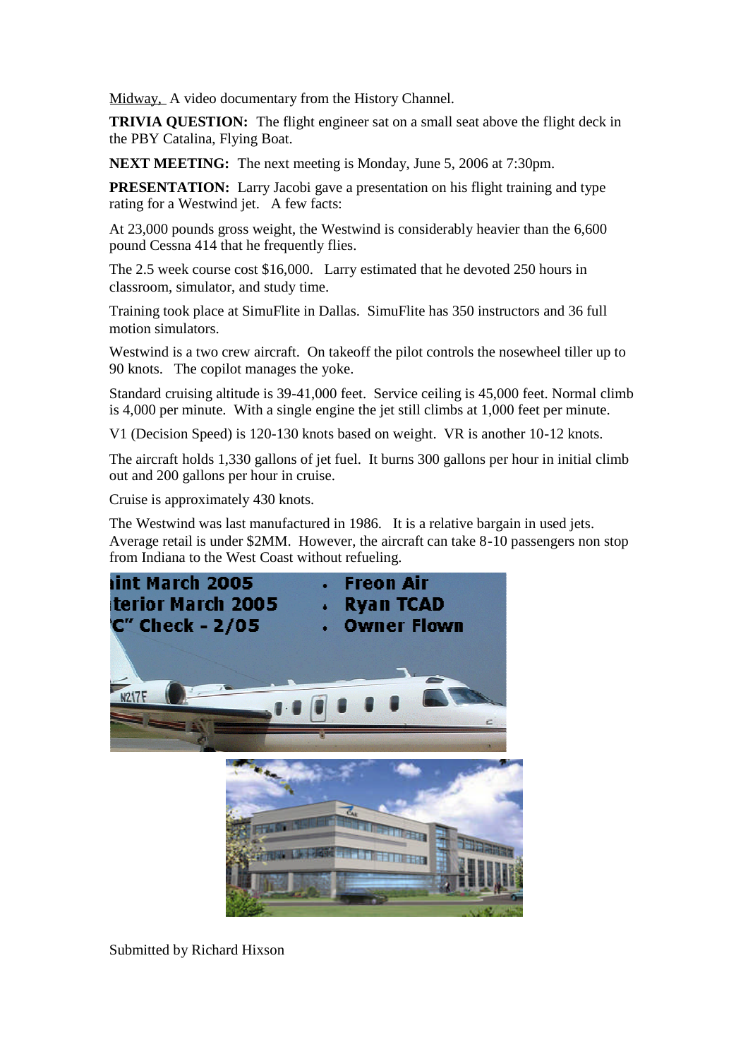Midway, A video documentary from the History Channel.

**TRIVIA QUESTION:** The flight engineer sat on a small seat above the flight deck in the PBY Catalina, Flying Boat.

**NEXT MEETING:** The next meeting is Monday, June 5, 2006 at 7:30pm.

**PRESENTATION:** Larry Jacobi gave a presentation on his flight training and type rating for a Westwind jet. A few facts:

At 23,000 pounds gross weight, the Westwind is considerably heavier than the 6,600 pound Cessna 414 that he frequently flies.

The 2.5 week course cost $16,000. Larry estimated that he devoted 250 hours in classroom, simulator, and study time.

Training took place at SimuFlite in Dallas. SimuFlite has 350 instructors and 36 full motion simulators.

Westwind is a two crew aircraft. On takeoff the pilot controls the nosewheel tiller up to 90 knots. The copilot manages the yoke.

Standard cruising altitude is 39-41,000 feet. Service ceiling is 45,000 feet. Normal climb is 4,000 per minute. With a single engine the jet still climbs at 1,000 feet per minute.

V1 (Decision Speed) is 120-130 knots based on weight. VR is another 10-12 knots.

The aircraft holds 1,330 gallons of jet fuel. It burns 300 gallons per hour in initial climb out and 200 gallons per hour in cruise.

Cruise is approximately 430 knots.

The Westwind was last manufactured in 1986. It is a relative bargain in used jets. Average retail is under $2MM. However, the aircraft can take 8-10 passengers non stop from Indiana to the West Coast without refueling.

Submitted by Richard Hixson